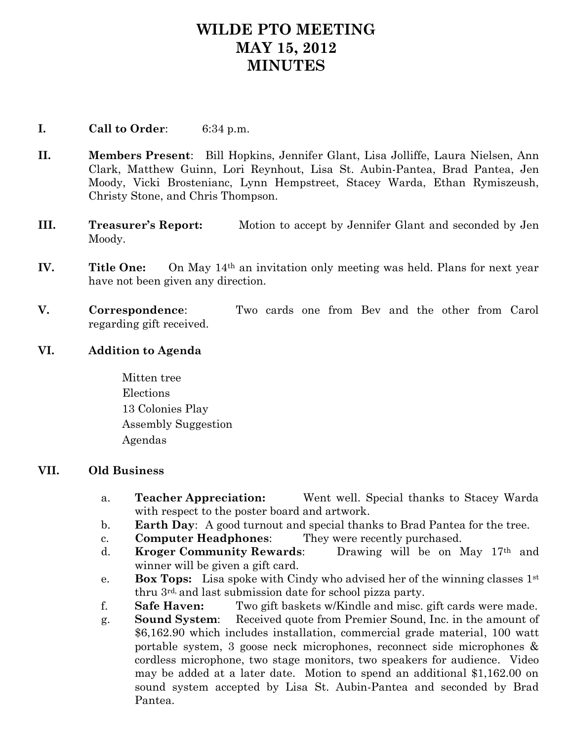# WILDE PTO MEETING
# MAY 15, 2012
# MINUTES

**I.** **Call to Order**: 6:34 p.m.

**II.** **Members Present**: Bill Hopkins, Jennifer Glant, Lisa Jolliffe, Laura Nielsen, Ann Clark, Matthew Guinn, Lori Reynhout, Lisa St. Aubin-Pantea, Brad Pantea, Jen Moody, Vicki Brostenianc, Lynn Hempstreet, Stacey Warda, Ethan Rymiszeush, Christy Stone, and Chris Thompson.

**III.** **Treasurer's Report:** Motion to accept by Jennifer Glant and seconded by Jen Moody.

**IV.** **Title One:** On May 14th an invitation only meeting was held. Plans for next year have not been given any direction.

**V.** **Correspondence**: Two cards one from Bev and the other from Carol regarding gift received.

**VI.** **Addition to Agenda**

Mitten tree
Elections
13 Colonies Play
Assembly Suggestion
Agendas

**VII.** **Old Business**

a. **Teacher Appreciation:** Went well. Special thanks to Stacey Warda with respect to the poster board and artwork.
b. **Earth Day**: A good turnout and special thanks to Brad Pantea for the tree.
c. **Computer Headphones**: They were recently purchased.
d. **Kroger Community Rewards**: Drawing will be on May 17th and winner will be given a gift card.
e. **Box Tops:** Lisa spoke with Cindy who advised her of the winning classes 1st thru 3rd, and last submission date for school pizza party.
f. **Safe Haven:** Two gift baskets w/Kindle and misc. gift cards were made.
g. **Sound System**: Received quote from Premier Sound, Inc. in the amount of $6,162.90 which includes installation, commercial grade material, 100 watt portable system, 3 goose neck microphones, reconnect side microphones & cordless microphone, two stage monitors, two speakers for audience. Video may be added at a later date. Motion to spend an additional $1,162.00 on sound system accepted by Lisa St. Aubin-Pantea and seconded by Brad Pantea.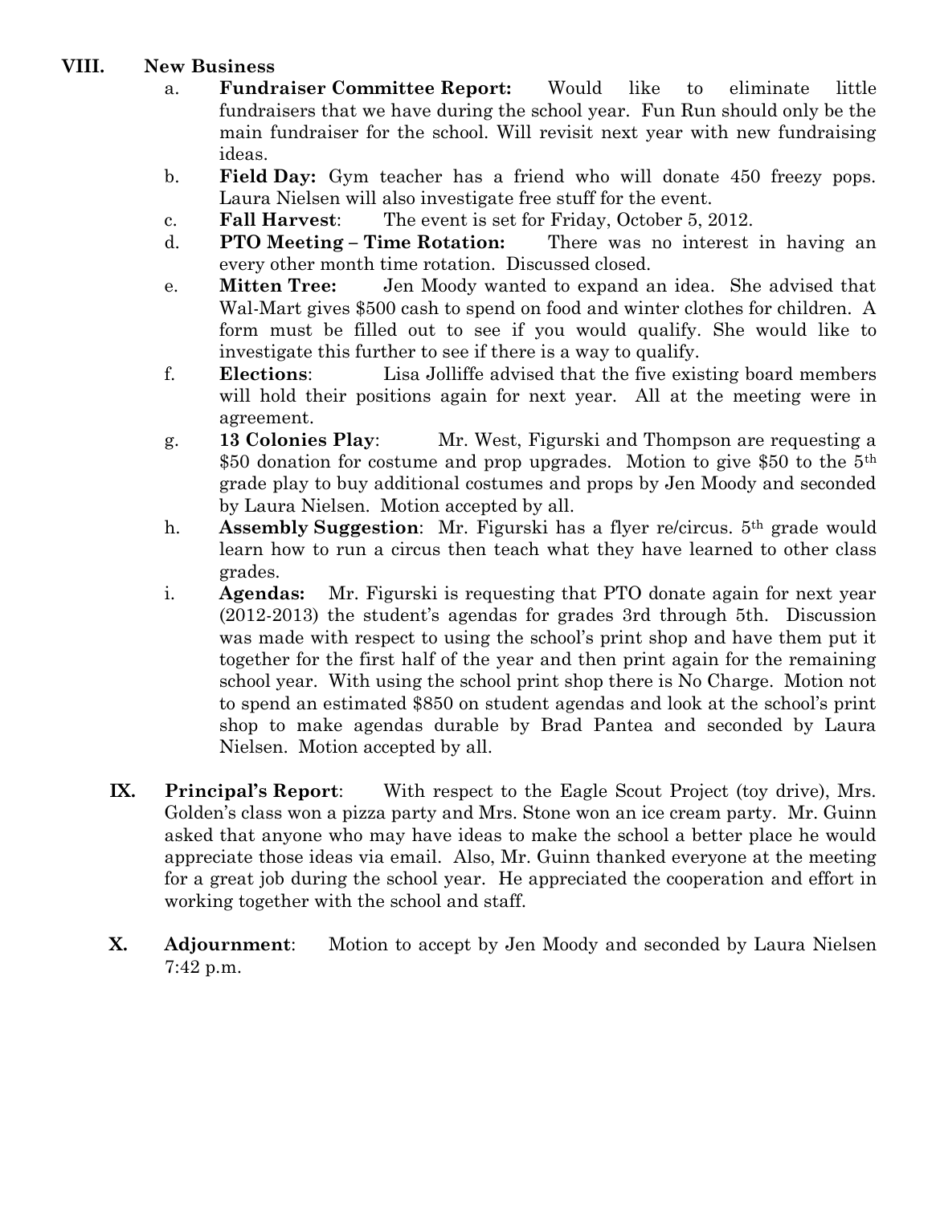## VIII. New Business

a. **Fundraiser Committee Report:** Would like to eliminate little fundraisers that we have during the school year. Fun Run should only be the main fundraiser for the school. Will revisit next year with new fundraising ideas.

b. **Field Day:** Gym teacher has a friend who will donate 450 freezy pops. Laura Nielsen will also investigate free stuff for the event.

c. **Fall Harvest**: The event is set for Friday, October 5, 2012.

d. **PTO Meeting – Time Rotation:** There was no interest in having an every other month time rotation. Discussed closed.

e. **Mitten Tree:** Jen Moody wanted to expand an idea. She advised that Wal-Mart gives $500 cash to spend on food and winter clothes for children. A form must be filled out to see if you would qualify. She would like to investigate this further to see if there is a way to qualify.

f. **Elections**: Lisa Jolliffe advised that the five existing board members will hold their positions again for next year. All at the meeting were in agreement.

g. **13 Colonies Play**: Mr. West, Figurski and Thompson are requesting a $50 donation for costume and prop upgrades. Motion to give $50 to the 5th grade play to buy additional costumes and props by Jen Moody and seconded by Laura Nielsen. Motion accepted by all.

h. **Assembly Suggestion**: Mr. Figurski has a flyer re/circus. 5th grade would learn how to run a circus then teach what they have learned to other class grades.

i. **Agendas:** Mr. Figurski is requesting that PTO donate again for next year (2012-2013) the student's agendas for grades 3rd through 5th. Discussion was made with respect to using the school's print shop and have them put it together for the first half of the year and then print again for the remaining school year. With using the school print shop there is No Charge. Motion not to spend an estimated $850 on student agendas and look at the school's print shop to make agendas durable by Brad Pantea and seconded by Laura Nielsen. Motion accepted by all.

## IX. Principal's Report:

With respect to the Eagle Scout Project (toy drive), Mrs. Golden's class won a pizza party and Mrs. Stone won an ice cream party. Mr. Guinn asked that anyone who may have ideas to make the school a better place he would appreciate those ideas via email. Also, Mr. Guinn thanked everyone at the meeting for a great job during the school year. He appreciated the cooperation and effort in working together with the school and staff.

## X. Adjournment:

Motion to accept by Jen Moody and seconded by Laura Nielsen 7:42 p.m.